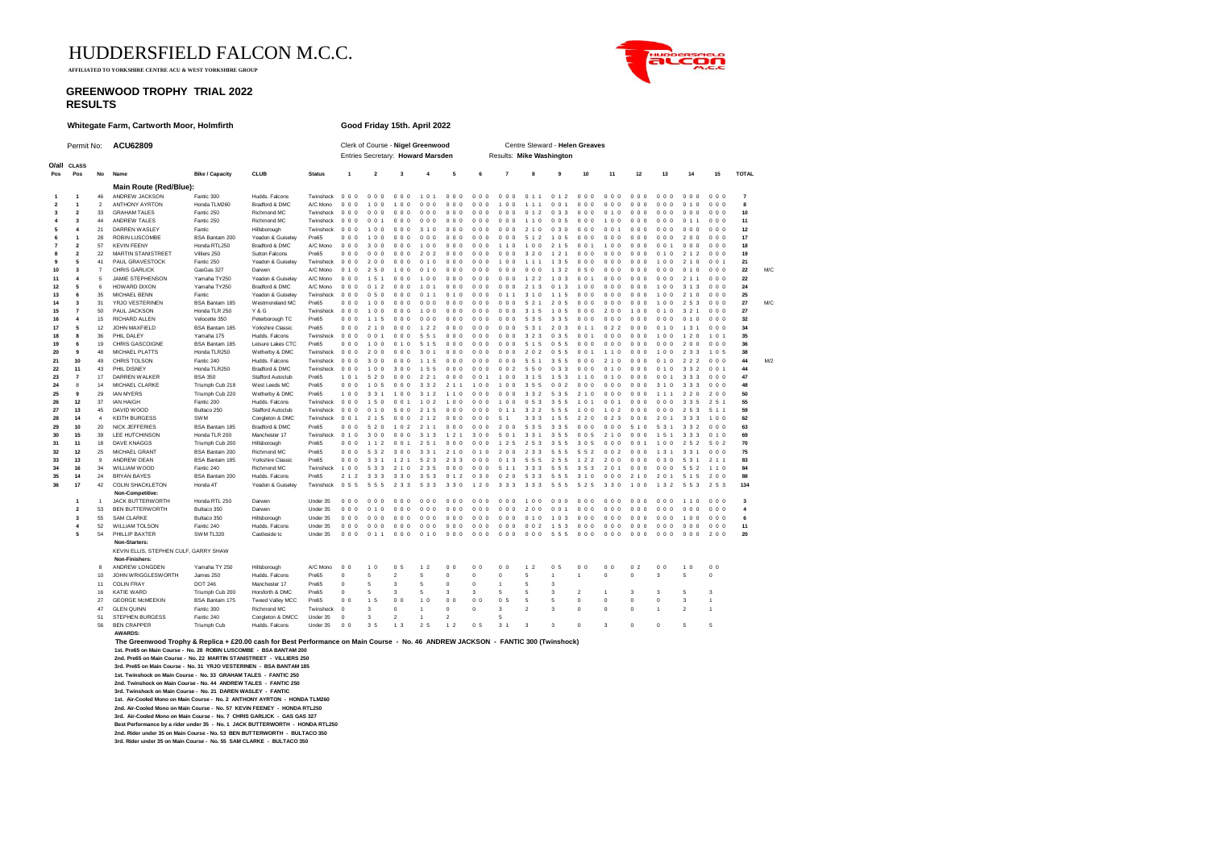# HUDDERSFIELD FALCON M.C.C.

**AFFILIATED TO YORKSHIRE CENTRE ACU & WEST YORKSHIRE GROUP**

## GREENWOOD TROPHY TRIAL 2022
## RESULTS

**Whitegate Farm, Cartworth Moor, Holmfirth** — **Good Friday 15th. April 2022**

Permit No: **ACU62809**

Clerk of Course - **Nigel Greenwood**
Entries Secretary: **Howard Marsden**

Centre Steward - **Helen Greaves**
Results: **Mike Washington**

| O/all Pos | CLASS Pos | No | Name | Bike / Capacity | CLUB | Status | 1 | 2 | 3 | 4 | 5 | 6 | 7 | 8 | 9 | 10 | 11 | 12 | 13 | 14 | 15 | TOTAL | |
|---|---|---|---|---|---|---|---|---|---|---|---|---|---|---|---|---|---|---|---|---|---|---|---|
| | | | **Main Route (Red/Blue):** | | | | | | | | | | | | | | | | | | | | |
| 1 | 1 | 46 | ANDREW JACKSON | Fantic 300 | Hudds. Falcons | Twinshock | 0 0 0 | 0 0 0 | 0 0 0 | 1 0 1 | 0 0 0 | 0 0 0 | 0 0 0 | 0 1 1 | 0 1 2 | 0 0 0 | 0 0 0 | 0 0 0 | 0 0 0 | 0 0 0 | 0 0 0 | 7 | |
| 2 | 1 | 2 | ANTHONY AYRTON | Honda TLM260 | Bradford & DMC | A/C Mono | 0 0 0 | 1 0 0 | 1 0 0 | 0 0 0 | 0 0 0 | 0 0 0 | 1 0 0 | 1 1 1 | 0 0 1 | 0 0 0 | 0 0 0 | 0 0 0 | 0 0 0 | 0 1 0 | 0 0 0 | 8 | |
| 3 | 2 | 33 | GRAHAM TALES | Fantic 250 | Richmond MC | Twinshock | 0 0 0 | 0 0 0 | 0 0 0 | 0 0 0 | 0 0 0 | 0 0 0 | 0 0 0 | 0 1 2 | 0 3 3 | 0 0 0 | 0 1 0 | 0 0 0 | 0 0 0 | 0 0 0 | 0 0 0 | 10 | |
| 4 | 3 | 44 | ANDREW TALES | Fantic 250 | Richmond MC | Twinshock | 0 0 0 | 0 0 1 | 0 0 0 | 0 0 0 | 0 0 0 | 0 0 0 | 0 0 0 | 1 1 0 | 0 0 5 | 0 0 0 | 1 0 0 | 0 0 0 | 0 0 0 | 0 1 1 | 0 0 0 | 11 | |
| 5 | 4 | 21 | DARREN WASLEY | Fantic | Hillsborough | Twinshock | 0 0 0 | 1 0 0 | 0 0 0 | 3 1 0 | 0 0 0 | 0 0 0 | 0 0 0 | 2 1 0 | 0 3 0 | 0 0 0 | 0 0 1 | 0 0 0 | 0 0 0 | 0 0 0 | 0 0 0 | 12 | |
| 6 | 1 | 28 | ROBIN LUSCOMBE | BSA Bantam 200 | Yeadon & Guiseley | Pre65 | 0 0 0 | 1 0 0 | 0 0 0 | 0 0 0 | 0 0 0 | 0 0 0 | 0 0 0 | 5 1 2 | 1 0 5 | 0 0 0 | 0 0 0 | 0 0 0 | 0 0 0 | 2 0 0 | 0 0 0 | 17 | |
| 7 | 2 | 57 | KEVIN FEENY | Honda RTL250 | Bradford & DMC | A/C Mono | 0 0 0 | 3 0 0 | 0 0 0 | 1 0 0 | 0 0 0 | 0 0 0 | 1 1 0 | 1 0 0 | 2 1 5 | 0 0 1 | 1 0 0 | 0 0 0 | 0 0 1 | 0 0 0 | 0 0 0 | 18 | |
| 8 | 2 | 22 | MARTIN STANISTREET | Villiers 250 | Sutton Falcons | Pre65 | 0 0 0 | 0 0 0 | 0 0 0 | 2 0 2 | 0 0 0 | 0 0 0 | 0 0 0 | 3 2 0 | 1 2 1 | 0 0 0 | 0 0 0 | 0 0 0 | 0 1 0 | 2 1 2 | 0 0 0 | 19 | |
| 9 | 5 | 41 | PAUL GRAVESTOCK | Fantic 250 | Yeadon & Guiseley | Twinshock | 0 0 0 | 2 0 0 | 0 0 0 | 0 1 0 | 0 0 0 | 0 0 0 | 1 0 0 | 1 1 1 | 1 3 5 | 0 0 0 | 0 0 0 | 0 0 0 | 1 0 0 | 2 1 0 | 0 0 1 | 21 | |
| 10 | 3 | 7 | CHRIS GARLICK | GasGas 327 | Darwen | A/C Mono | 0 1 0 | 2 5 0 | 1 0 0 | 0 1 0 | 0 0 0 | 0 0 0 | 0 0 0 | 0 0 0 | 1 3 2 | 0 5 0 | 0 0 0 | 0 0 0 | 0 0 0 | 0 1 0 | 0 0 0 | 22 | M/C |
| 11 | 4 | 5 | JAMIE STEPHENSON | Yamaha TY250 | Yeadon & Guiseley | A/C Mono | 0 0 0 | 1 5 1 | 0 0 0 | 1 0 0 | 0 0 0 | 0 0 0 | 0 0 0 | 1 2 2 | 1 0 3 | 0 0 1 | 0 0 0 | 0 0 0 | 0 0 0 | 2 1 1 | 0 0 0 | 22 | |
| 12 | 5 | 6 | HOWARD DIXON | Yamaha TY250 | Bradford & DMC | A/C Mono | 0 0 0 | 0 1 2 | 0 0 0 | 1 0 1 | 0 0 0 | 0 0 0 | 0 0 0 | 2 1 3 | 0 1 3 | 1 0 0 | 0 0 0 | 0 0 0 | 1 0 0 | 3 1 3 | 0 0 0 | 24 | |
| 13 | 6 | 35 | MICHAEL BENN | Fantic | Yeadon & Guiseley | Twinshock | 0 0 0 | 0 5 0 | 0 0 0 | 0 1 1 | 0 1 0 | 0 0 0 | 0 1 1 | 3 1 0 | 1 1 5 | 0 0 0 | 0 0 0 | 0 0 0 | 1 0 0 | 2 1 0 | 0 0 0 | 25 | |
| 14 | 3 | 31 | YRJO VESTERINEN | BSA Bantam 185 | Westmoreland MC | Pre65 | 0 0 0 | 1 0 0 | 0 0 0 | 0 0 0 | 0 0 0 | 0 0 0 | 0 0 0 | 5 2 1 | 2 0 5 | 0 0 0 | 0 0 0 | 0 0 0 | 1 0 0 | 2 5 3 | 0 0 0 | 27 | M/C |
| 15 | 7 | 50 | PAUL JACKSON | Honda TLR 250 | Y & G | Twinshock | 0 0 0 | 1 0 0 | 0 0 0 | 1 0 0 | 0 0 0 | 0 0 0 | 0 0 0 | 3 1 5 | 1 0 5 | 0 0 0 | 2 0 0 | 1 0 0 | 0 1 0 | 3 2 1 | 0 0 0 | 27 | |
| 16 | 4 | 15 | RICHARD ALLEN | Velocette 350 | Peterborough TC | Pre65 | 0 0 0 | 1 1 5 | 0 0 0 | 0 0 0 | 0 0 0 | 0 0 0 | 0 0 0 | 5 3 5 | 3 3 5 | 0 0 0 | 0 0 0 | 0 0 0 | 0 0 0 | 0 1 0 | 0 0 0 | 32 | |
| 17 | 5 | 12 | JOHN MAXFIELD | BSA Bantam 185 | Yorkshire Classic | Pre65 | 0 0 0 | 2 1 0 | 0 0 0 | 1 2 2 | 0 0 0 | 0 0 0 | 0 0 0 | 5 3 1 | 2 0 3 | 0 1 1 | 0 2 2 | 0 0 0 | 0 1 0 | 1 3 1 | 0 0 0 | 34 | |
| 18 | 8 | 36 | PHIL DALEY | Yamaha 175 | Hudds. Falcons | Twinshock | 0 0 0 | 0 0 1 | 0 0 0 | 5 5 1 | 0 0 0 | 0 0 0 | 0 0 0 | 3 2 3 | 0 3 5 | 0 0 1 | 0 0 0 | 0 0 0 | 1 0 0 | 1 2 0 | 1 0 1 | 35 | |
| 19 | 6 | 19 | CHRIS GASCOIGNE | BSA Bantam 185 | Leisure Lakes CTC | Pre65 | 0 0 0 | 1 0 0 | 0 1 0 | 5 1 5 | 0 0 0 | 0 0 0 | 0 0 0 | 5 1 5 | 0 5 5 | 0 0 0 | 0 0 0 | 0 0 0 | 0 0 0 | 2 0 0 | 0 0 0 | 36 | |
| 20 | 9 | 48 | MICHAEL PLATTS | Honda TLR250 | Wetherby & DMC | Twinshock | 0 0 0 | 2 0 0 | 0 0 0 | 3 0 1 | 0 0 0 | 0 0 0 | 0 0 0 | 2 0 2 | 0 5 5 | 0 0 1 | 1 1 0 | 0 0 0 | 1 0 0 | 2 3 3 | 1 0 5 | 38 | |
| 21 | 10 | 49 | CHRIS TOLSON | Fantic 240 | Hudds. Falcons | Twinshock | 0 0 0 | 3 0 0 | 0 0 0 | 1 1 5 | 0 0 0 | 0 0 0 | 0 0 0 | 5 5 1 | 3 5 5 | 0 0 0 | 2 1 0 | 0 0 0 | 0 1 0 | 2 2 2 | 0 0 0 | 44 | M/2 |
| 22 | 11 | 43 | PHIL DISNEY | Honda TLR250 | Bradford & DMC | Twinshock | 0 0 0 | 1 0 0 | 3 0 0 | 1 5 5 | 0 0 0 | 0 0 0 | 0 0 2 | 5 5 0 | 0 3 3 | 0 0 0 | 0 1 0 | 0 0 0 | 0 1 0 | 3 3 2 | 0 0 1 | 44 | |
| 23 | 7 | 17 | DARREN WALKER | BSA 350 | Stafford Autoclub | Pre65 | 1 0 1 | 5 2 0 | 0 0 0 | 2 2 1 | 0 0 0 | 0 0 1 | 1 0 0 | 3 1 5 | 1 5 3 | 1 1 0 | 0 1 0 | 0 0 0 | 0 0 1 | 3 3 3 | 0 0 0 | 47 | |
| 24 | 8 | 14 | MICHAEL CLARKE | Triumph Cub 218 | West Leeds MC | Pre65 | 0 0 0 | 1 0 5 | 0 0 0 | 3 3 2 | 2 1 1 | 1 0 0 | 1 0 0 | 3 5 5 | 0 0 2 | 0 0 0 | 0 0 0 | 0 0 0 | 3 1 0 | 3 3 3 | 0 0 0 | 48 | |
| 25 | 9 | 29 | IAN MYERS | Triumph Cub 220 | Wetherby & DMC | Pre65 | 1 0 0 | 3 3 1 | 1 0 0 | 3 1 2 | 1 1 0 | 0 0 0 | 0 0 0 | 3 3 2 | 5 3 5 | 2 1 0 | 0 0 0 | 0 0 0 | 1 1 1 | 2 2 0 | 2 0 0 | 50 | |
| 26 | 12 | 37 | IAN HAIGH | Fantic 200 | Hudds. Falcons | Twinshock | 0 0 0 | 1 5 0 | 0 0 1 | 1 0 2 | 1 0 0 | 0 0 0 | 1 0 0 | 0 5 3 | 3 5 5 | 1 0 1 | 0 0 1 | 0 0 0 | 0 0 0 | 3 3 5 | 2 5 1 | 55 | |
| 27 | 13 | 45 | DAVID WOOD | Bultaco 250 | Stafford Autoclub | Twinshock | 0 0 0 | 0 1 0 | 5 0 0 | 2 1 5 | 0 0 0 | 0 0 0 | 0 1 1 | 3 2 2 | 5 5 5 | 1 0 0 | 1 0 2 | 0 0 0 | 0 0 0 | 2 5 3 | 5 1 1 | 59 | |
| 28 | 14 | 4 | KEITH BURGESS | SWM | Congleton & DMC | Twinshock | 0 0 1 | 2 1 5 | 0 0 0 | 2 1 2 | 0 0 0 | 0 0 0 | 5 1 | 3 3 3 | 1 5 5 | 2 2 0 | 0 2 3 | 0 0 0 | 2 0 1 | 3 3 3 | 1 0 0 | 62 | |
| 29 | 10 | 20 | NICK JEFFERIES | BSA Bantam 185 | Bradford & DMC | Pre65 | 0 0 0 | 5 2 0 | 1 0 2 | 2 1 1 | 0 0 0 | 0 0 0 | 2 0 0 | 5 3 5 | 3 3 5 | 0 0 0 | 0 0 0 | 5 1 0 | 5 3 1 | 3 3 2 | 0 0 0 | 63 | |
| 30 | 15 | 39 | LEE HUTCHINSON | Honda TLR 200 | Manchester 17 | Twinshock | 0 1 0 | 3 0 0 | 0 0 0 | 3 1 3 | 1 2 1 | 3 0 0 | 5 0 1 | 3 3 1 | 3 5 5 | 0 0 5 | 2 1 0 | 0 0 0 | 1 5 1 | 3 3 3 | 0 1 0 | 69 | |
| 31 | 11 | 18 | DAVE KNAGGS | Triumph Cub 200 | Hillsborough | Pre65 | 0 0 0 | 1 1 2 | 0 0 1 | 2 5 1 | 0 0 0 | 0 0 0 | 1 2 5 | 2 5 3 | 3 5 5 | 3 0 5 | 0 0 0 | 0 0 1 | 1 0 0 | 2 5 2 | 5 0 2 | 70 | |
| 32 | 12 | 25 | MICHAEL GRANT | BSA Bantam 200 | Richmond MC | Pre65 | 0 0 0 | 5 3 2 | 3 0 0 | 3 3 1 | 2 1 0 | 0 1 0 | 2 0 0 | 2 3 3 | 5 5 5 | 5 5 2 | 0 0 2 | 0 0 0 | 1 3 1 | 3 3 1 | 0 0 0 | 75 | |
| 33 | 13 | 9 | ANDREW DEAN | BSA Bantam 185 | Yorkshire Classic | Pre65 | 0 0 0 | 3 3 1 | 1 2 1 | 5 2 3 | 2 3 3 | 0 0 0 | 0 1 3 | 5 5 5 | 2 5 5 | 1 2 2 | 2 0 0 | 0 0 0 | 0 3 0 | 5 3 1 | 2 1 1 | 83 | |
| 34 | 16 | 34 | WILLIAM WOOD | Fantic 240 | Richmond MC | Twinshock | 1 0 0 | 5 3 3 | 2 1 0 | 2 3 5 | 0 0 0 | 0 0 0 | 5 1 1 | 3 3 3 | 5 5 5 | 3 5 3 | 2 0 1 | 0 0 0 | 0 0 0 | 5 5 2 | 1 1 0 | 84 | |
| 35 | 14 | 24 | BRYAN BAYES | BSA Bantam 200 | Hudds. Falcons | Pre65 | 2 1 2 | 3 3 3 | 3 3 0 | 3 5 3 | 0 1 2 | 0 3 0 | 0 2 0 | 5 3 3 | 5 5 5 | 3 1 0 | 0 0 0 | 2 1 0 | 2 0 1 | 5 1 5 | 2 0 0 | 88 | |
| 36 | 17 | 42 | COLIN SHACKLETON | Honda 4T | Yeadon & Guiseley | Twinshock | 0 5 5 | 5 5 5 | 2 3 3 | 5 3 3 | 3 3 0 | 1 2 0 | 3 3 3 | 3 3 3 | 5 5 5 | 5 2 5 | 3 3 0 | 1 0 0 | 1 3 2 | 5 5 3 | 2 5 3 | 134 | |
| | | | **Non-Competitive:** | | | | | | | | | | | | | | | | | | | | |
| | 1 | 1 | JACK BUTTERWORTH | Honda RTL 250 | Darwen | Under 35 | 0 0 0 | 0 0 0 | 0 0 0 | 0 0 0 | 0 0 0 | 0 0 0 | 0 0 0 | 1 0 0 | 0 0 0 | 0 0 0 | 0 0 0 | 0 0 0 | 0 0 0 | 1 1 0 | 0 0 0 | 3 | |
| | 2 | 53 | BEN BUTTERWORTH | Bultaco 350 | Darwen | Under 35 | 0 0 0 | 0 1 0 | 0 0 0 | 0 0 0 | 0 0 0 | 0 0 0 | 0 0 0 | 2 0 0 | 0 0 1 | 0 0 0 | 0 0 0 | 0 0 0 | 0 0 0 | 0 0 0 | 0 0 0 | 4 | |
| | 3 | 55 | SAM CLARKE | Bultaco 350 | Hillsborough | Under 35 | 0 0 0 | 0 0 0 | 0 0 0 | 0 0 0 | 0 0 0 | 0 0 0 | 0 0 0 | 0 1 0 | 1 0 3 | 0 0 0 | 0 0 0 | 0 0 0 | 0 0 0 | 1 0 0 | 0 0 0 | 6 | |
| | 4 | 52 | WILLIAM TOLSON | Fantic 240 | Hudds. Falcons | Under 35 | 0 0 0 | 0 0 0 | 0 0 0 | 0 0 0 | 0 0 0 | 0 0 0 | 0 0 0 | 0 0 2 | 1 5 3 | 0 0 0 | 0 0 0 | 0 0 0 | 0 0 0 | 0 0 0 | 0 0 0 | 11 | |
| | 5 | 54 | PHILLIP BAXTER | SWM TL320 | Castleside tc | Under 35 | 0 0 0 | 0 1 1 | 0 0 0 | 0 1 0 | 0 0 0 | 0 0 0 | 0 0 0 | 0 0 0 | 5 5 5 | 0 0 0 | 0 0 0 | 0 0 0 | 0 0 0 | 0 0 0 | 2 0 0 | 20 | |
| | | | **Non-Starters:** | | | | | | | | | | | | | | | | | | | | |
| | | | KEVIN ELLIS, STEPHEN CULF, GARRY SHAW | | | | | | | | | | | | | | | | | | | | |
| | | | **Non-Finishers:** | | | | | | | | | | | | | | | | | | | | |
| | | 8 | ANDREW LONGDEN | Yamaha TY 250 | Hillsborough | A/C Mono | 0 0 | 1 0 | 0 5 | 1 2 | 0 0 | 0 0 | 0 0 | 1 2 | 0 5 | 0 0 | 0 0 | 0 2 | 0 0 | 1 0 | 0 0 | | |
| | | 10 | JOHN WRIGGLESWORTH | James 250 | Hudds. Falcons | Pre65 | 0 | 5 | 2 | 5 | 0 | 0 | 0 | 5 | 1 | 1 | 0 | 0 | 3 | 5 | 0 | | |
| | | 11 | COLIN FRAY | DOT 246 | Manchester 17 | Pre65 | 0 | 5 | 3 | 5 | 0 | 0 | 1 | 5 | 3 | | | | | | | | |
| | | 16 | KATIE WARD | Triumph Cub 200 | Horsforth & DMC | Pre65 | 0 | 5 | 3 | 5 | 3 | 3 | 5 | 5 | 3 | 2 | 1 | 3 | 3 | 5 | 3 | | |
| | | 27 | GEORGE McMEEKIN | BSA Bantam 175 | Tweed Valley MCC | Pre65 | 0 0 | 1 5 | 0 0 | 1 0 | 0 0 | 0 0 | 0 5 | 5 | 5 | 0 | 0 | 0 | 0 | 3 | 1 | | |
| | | 47 | GLEN QUINN | Fantic 300 | Richmond MC | Twinshock | 0 | 3 | 0 | 1 | 0 | 0 | 3 | 2 | 3 | 0 | 0 | 0 | 1 | 2 | 1 | | |
| | | 51 | STEPHEN BURGESS | Fantic 240 | Congleton & DMCC | Under 35 | 0 | 3 | 2 | 1 | 2 | | 5 | | | | | | | | | | |
| | | 56 | BEN CRAPPER | Triumph Cub | Hudds. Falcons | Under 35 | 0 0 | 3 5 | 1 3 | 2 5 | 1 2 | 0 5 | 3 1 | 3 | 3 | 0 | 3 | 0 | 0 | 5 | 5 | | |

**AWARDS:**

**The Greenwood Trophy & Replica + £20.00 cash for Best Performance on Main Course - No. 46 ANDREW JACKSON - FANTIC 300 (Twinshock)**

1st. Pre65 on Main Course - No. 28 ROBIN LUSCOMBE - BSA BANTAM 200
2nd. Pre65 on Main Course - No. 22 MARTIN STANISTREET - VILLIERS 250
3rd. Pre65 on Main Course - No. 31 YRJO VESTERINEN - BSA BANTAM 185
1st. Twinshock on Main Course - No. 33 GRAHAM TALES - FANTIC 250
2nd. Twinshock on Main Course - No. 44 ANDREW TALES - FANTIC 250
3rd. Twinshock on Main Course - No. 21 DAREN WASLEY - FANTIC
1st. Air-Cooled Mono on Main Course - No. 2 ANTHONY AYRTON - HONDA TLM260
2nd. Air-Cooled Mono on Main Course - No. 57 KEVIN FEENEY - HONDA RTL250
3rd. Air-Cooled Mono on Main Course - No. 7 CHRIS GARLICK - GAS GAS 327
Best Performance by a rider under 35 - No. 1 JACK BUTTERWORTH - HONDA RTL250
2nd. Rider under 35 on Main Course - No. 53 BEN BUTTERWORTH - BULTACO 350
3rd. Rider under 35 on Main Course - No. 55 SAM CLARKE - BULTACO 350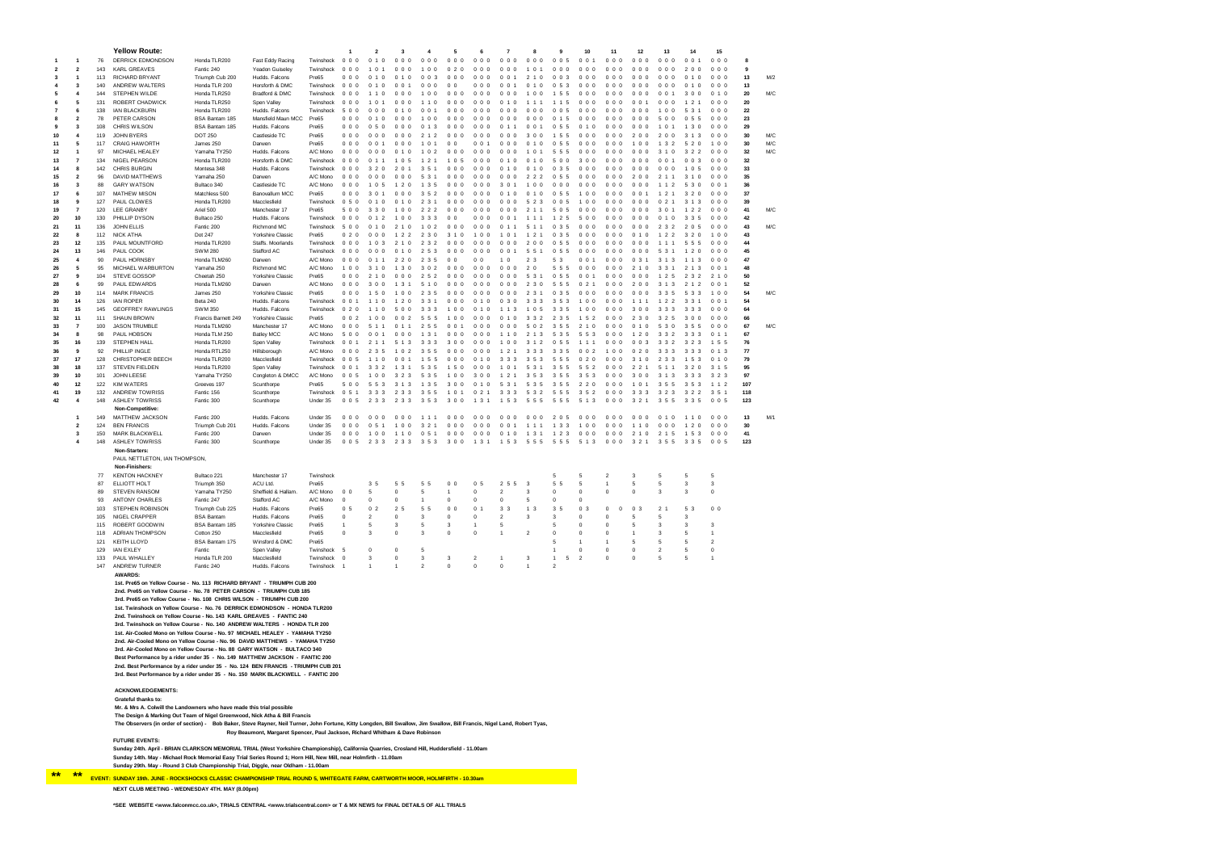**Yellow Route:**

| | | | | | | | 1 | 2 | 3 | 4 | 5 | 6 | 7 | 8 | 9 | 10 | 11 | 12 | 13 | 14 | 15 | | |
|---|---|---|---|---|---|---|---|---|---|---|---|---|---|---|---|---|---|---|---|---|---|---|---|
| 1 | 1 | 76 | DERRICK EDMONDSON | Honda TLR200 | Fast Eddy Racing | Twinshock | 0 0 0 | 0 1 0 | 0 0 0 | 0 0 0 | 0 0 0 | 0 0 0 | 0 0 0 | 0 0 0 | 0 0 5 | 0 0 1 | 0 0 0 | 0 0 0 | 0 0 0 | 0 0 1 | 0 0 0 | 8 | |
| 2 | 2 | 143 | KARL GREAVES | Fantic 240 | Yeadon Guiseley | Twinshock | 0 0 0 | 1 0 1 | 0 0 0 | 1 0 0 | 0 2 0 | 0 0 0 | 0 0 0 | 1 0 1 | 0 0 0 | 0 0 0 | 0 0 0 | 0 0 0 | 0 0 0 | 2 0 0 | 0 0 0 | 9 | |
| 3 | 1 | 113 | RICHARD BRYANT | Triumph Cub 200 | Hudds. Falcons | Pre65 | 0 0 0 | 0 1 0 | 0 1 0 | 0 0 3 | 0 0 0 | 0 0 0 | 0 0 1 | 2 1 0 | 0 0 3 | 0 0 0 | 0 0 0 | 0 0 0 | 0 0 0 | 0 1 0 | 0 0 0 | 13 | M/2 |
| 4 | 3 | 140 | ANDREW WALTERS | Honda TLR 200 | Horsforth & DMC | Twinshock | 0 0 0 | 0 1 0 | 0 0 1 | 0 0 0 | 0 0 | 0 0 0 | 0 0 1 | 0 1 0 | 0 5 3 | 0 0 0 | 0 0 0 | 0 0 0 | 0 0 0 | 0 1 0 | 0 0 0 | 13 | |
| 5 | 4 | 144 | STEPHEN WILDE | Honda TLR250 | Bradford & DMC | Twinshock | 0 0 0 | 1 1 0 | 0 0 0 | 1 0 0 | 0 0 0 | 0 0 0 | 0 0 0 | 1 0 0 | 1 5 5 | 0 0 0 | 0 0 0 | 0 0 0 | 0 0 1 | 3 0 0 | 0 1 0 | 20 | M/C |
| 6 | 5 | 131 | ROBERT CHADWICK | Honda TLR250 | Spen Valley | Twinshock | 0 0 0 | 1 0 1 | 0 0 0 | 1 1 0 | 0 0 0 | 0 0 0 | 0 1 0 | 1 1 1 | 1 1 5 | 0 0 0 | 0 0 0 | 0 0 1 | 0 0 0 | 1 2 1 | 0 0 0 | 20 | |
| 7 | 6 | 138 | IAN BLACKBURN | Honda TLR200 | Hudds. Falcons | Twinshock | 5 0 0 | 0 0 0 | 0 1 0 | 0 0 1 | 0 0 0 | 0 0 0 | 0 0 0 | 0 0 0 | 0 0 5 | 0 0 0 | 0 0 0 | 0 0 0 | 1 0 0 | 5 3 1 | 0 0 0 | 22 | |
| 8 | 2 | 78 | PETER CARSON | BSA Bantam 185 | Mansfield Maun MCC | Pre65 | 0 0 0 | 0 1 0 | 0 0 0 | 1 0 0 | 0 0 0 | 0 0 0 | 0 0 0 | 0 0 0 | 0 1 5 | 0 0 0 | 0 0 0 | 0 0 0 | 5 0 0 | 0 5 5 | 0 0 0 | 23 | |
| 9 | 3 | 108 | CHRIS WILSON | BSA Bantam 185 | Hudds. Falcons | Pre65 | 0 0 0 | 0 5 0 | 0 0 0 | 0 1 3 | 0 0 0 | 0 0 0 | 0 1 1 | 0 0 1 | 0 5 5 | 0 1 0 | 0 0 0 | 0 0 0 | 1 0 1 | 1 3 0 | 0 0 0 | 29 | |
| 10 | 4 | 119 | JOHN BYERS | DOT 250 | Castleside TC | Pre65 | 0 0 0 | 0 0 0 | 0 0 0 | 2 1 2 | 0 0 0 | 0 0 0 | 0 0 0 | 3 0 0 | 1 5 5 | 0 0 0 | 0 0 0 | 2 0 0 | 2 0 0 | 3 1 3 | 0 0 0 | 30 | M/C |
| 11 | 5 | 117 | CRAIG HAWORTH | James 250 | Darwen | Pre65 | 0 0 0 | 0 0 1 | 0 0 0 | 1 0 1 | 0 0 | 0 0 1 | 0 0 0 | 0 1 0 | 0 5 5 | 0 0 0 | 0 0 0 | 1 0 0 | 1 3 2 | 5 2 0 | 1 0 0 | 30 | M/C |
| 12 | 1 | 97 | MICHAEL HEALEY | Yamaha TY250 | Hudds. Falcons | A/C Mono | 0 0 0 | 0 0 0 | 0 1 0 | 1 0 2 | 0 0 0 | 0 0 0 | 0 0 0 | 1 0 1 | 5 5 5 | 0 0 0 | 0 0 0 | 0 0 0 | 3 1 0 | 3 2 2 | 0 0 0 | 32 | M/C |
| 13 | 7 | 134 | NIGEL PEARSON | Honda TLR200 | Horsforth & DMC | Twinshock | 0 0 0 | 0 1 1 | 1 0 5 | 1 2 1 | 1 0 5 | 0 0 0 | 0 1 0 | 0 1 0 | 5 0 0 | 3 0 0 | 0 0 0 | 0 0 0 | 0 0 1 | 0 0 3 | 0 0 0 | 32 | |
| 14 | 8 | 142 | CHRIS BURGIN | Montesa 348 | Hudds. Falcons | Twinshock | 0 0 0 | 3 2 0 | 2 0 1 | 3 5 1 | 0 0 0 | 0 0 0 | 0 1 0 | 0 1 0 | 0 3 5 | 0 0 0 | 0 0 0 | 0 0 0 | 0 0 0 | 1 0 5 | 0 0 0 | 33 | |
| 15 | 2 | 96 | DAVID MATTHEWS | Yamaha 250 | Darwen | A/C Mono | 0 0 0 | 0 0 0 | 0 0 0 | 5 3 1 | 0 0 0 | 0 0 0 | 0 0 0 | 2 2 2 | 0 5 5 | 0 0 0 | 0 0 0 | 2 0 0 | 2 1 1 | 3 1 0 | 0 0 0 | 35 | |
| 16 | 3 | 88 | GARY WATSON | Bultaco 340 | Castleside TC | A/C Mono | 0 0 0 | 1 0 5 | 1 2 0 | 1 3 5 | 0 0 0 | 0 0 0 | 3 0 1 | 1 0 0 | 0 0 0 | 0 0 0 | 0 0 0 | 0 0 0 | 1 1 2 | 5 3 0 | 0 0 1 | 36 | |
| 17 | 6 | 107 | MATHEW MISON | Matchless 500 | Banovallum MCC | Pre65 | 0 0 0 | 3 0 1 | 0 0 0 | 3 5 2 | 0 0 0 | 0 0 0 | 0 1 0 | 0 1 0 | 0 5 5 | 1 0 0 | 0 0 0 | 0 0 1 | 1 2 1 | 3 2 0 | 0 0 0 | 37 | |
| 18 | 9 | 127 | PAUL CLOWES | Honda TLR200 | Macclesfield | Twinshock | 0 5 0 | 0 1 0 | 0 1 0 | 2 3 1 | 0 0 0 | 0 0 0 | 0 0 0 | 5 2 3 | 0 0 5 | 1 0 0 | 0 0 0 | 0 0 0 | 0 2 1 | 3 1 3 | 0 0 0 | 39 | |
| 19 | 7 | 120 | LEE GRANBY | Ariel 500 | Manchester 17 | Pre65 | 5 0 0 | 3 3 0 | 1 0 0 | 2 2 2 | 0 0 0 | 0 0 0 | 0 0 0 | 2 1 1 | 5 0 5 | 0 0 0 | 0 0 0 | 0 0 0 | 3 0 1 | 1 2 2 | 0 0 0 | 41 | M/C |
| 20 | 10 | 130 | PHILLIP DYSON | Bultaco 250 | Hudds. Falcons | Twinshock | 0 0 0 | 0 1 2 | 1 0 0 | 3 3 3 | 0 0 | 0 0 0 | 0 0 1 | 1 1 1 | 1 2 5 | 5 0 0 | 0 0 0 | 0 0 0 | 0 1 0 | 3 3 5 | 0 0 0 | 42 | |
| 21 | 11 | 136 | JOHN ELLIS | Fantic 200 | Richmond MC | Twinshock | 5 0 0 | 0 1 0 | 2 1 0 | 1 0 2 | 0 0 0 | 0 0 0 | 0 1 1 | 5 1 1 | 0 3 5 | 0 0 0 | 0 0 0 | 0 0 0 | 2 3 2 | 2 0 5 | 0 0 0 | 43 | M/C |
| 22 | 8 | 112 | NICK ATHA | Dot 247 | Yorkshire Classic | Pre65 | 0 2 0 | 0 0 0 | 1 2 2 | 2 3 0 | 3 1 0 | 1 0 0 | 1 0 1 | 1 2 1 | 0 3 5 | 0 0 0 | 0 0 0 | 0 1 0 | 1 2 2 | 3 2 0 | 1 0 0 | 43 | |
| 23 | 12 | 135 | PAUL MOUNTFORD | Honda TLR200 | Staffs. Moorlands | Twinshock | 0 0 0 | 1 0 3 | 2 1 0 | 2 3 2 | 0 0 0 | 0 0 0 | 0 0 0 | 2 0 0 | 0 5 5 | 0 0 0 | 0 0 0 | 0 0 0 | 1 1 1 | 5 5 5 | 0 0 0 | 44 | |
| 24 | 13 | 146 | PAUL COOK | SWM 280 | Stafford AC | Twinshock | 0 0 0 | 0 0 0 | 0 1 0 | 2 5 3 | 0 0 0 | 0 0 0 | 0 0 1 | 5 5 1 | 0 5 5 | 0 0 0 | 0 0 0 | 0 0 0 | 5 3 1 | 1 2 0 | 0 0 0 | 45 | |
| 25 | 4 | 90 | PAUL HORNSBY | Honda TLM260 | Darwen | A/C Mono | 0 0 0 | 0 1 1 | 2 2 0 | 2 3 5 | 0 0 | 0 0 | 1 0 | 2 3 | 5 3 | 0 0 1 | 0 0 0 | 0 3 1 | 3 1 3 | 1 1 3 | 0 0 0 | 47 | |
| 26 | 5 | 95 | MICHAEL WARBURTON | Yamaha 250 | Richmond MC | A/C Mono | 1 0 0 | 3 1 0 | 1 3 0 | 3 0 2 | 0 0 0 | 0 0 0 | 0 0 0 | 2 0 | 5 5 5 | 0 0 0 | 0 0 0 | 2 1 0 | 3 3 1 | 2 1 3 | 0 0 1 | 48 | |
| 27 | 9 | 104 | STEVE GOSSOP | Cheetah 250 | Yorkshire Classic | Pre65 | 0 0 0 | 2 1 0 | 0 0 0 | 2 5 2 | 0 0 0 | 0 0 0 | 0 0 0 | 5 3 1 | 0 5 5 | 0 0 1 | 0 0 0 | 0 0 0 | 1 2 5 | 2 3 2 | 2 1 0 | 50 | |
| 28 | 6 | 99 | PAUL EDWARDS | Honda TLM260 | Darwen | A/C Mono | 0 0 0 | 3 0 0 | 1 3 1 | 5 1 0 | 0 0 0 | 0 0 0 | 0 0 0 | 2 3 0 | 5 5 5 | 0 2 1 | 0 0 0 | 2 0 0 | 3 1 3 | 2 1 2 | 0 0 1 | 52 | |
| 29 | 10 | 114 | MARK FRANCIS | James 250 | Yorkshire Classic | Pre65 | 0 0 0 | 1 5 0 | 1 0 0 | 2 3 5 | 0 0 0 | 0 0 0 | 0 0 0 | 2 3 1 | 0 3 5 | 0 0 0 | 0 0 0 | 0 0 0 | 3 3 5 | 5 3 3 | 1 0 0 | 54 | M/C |
| 30 | 14 | 126 | IAN ROPER | Beta 240 | Hudds. Falcons | Twinshock | 0 0 1 | 1 1 0 | 1 2 0 | 3 3 1 | 0 0 0 | 0 1 0 | 0 3 0 | 3 3 3 | 3 5 3 | 1 0 0 | 0 0 0 | 1 1 1 | 1 2 2 | 3 3 1 | 0 0 1 | 54 | |
| 31 | 15 | 145 | GEOFFREY RAWLINGS | SWM 350 | Hudds. Falcons | Twinshock | 0 2 0 | 1 1 0 | 5 0 0 | 3 3 3 | 1 0 0 | 0 1 0 | 1 1 3 | 1 0 5 | 3 3 5 | 1 0 0 | 0 0 0 | 3 0 0 | 3 3 3 | 3 3 3 | 0 0 0 | 64 | |
| 32 | 11 | 111 | SHAUN BROWN | Francis Barnett 249 | Yorkshire Classic | Pre65 | 0 0 2 | 1 0 0 | 0 0 2 | 5 5 5 | 1 0 0 | 0 0 0 | 0 1 0 | 3 3 2 | 2 3 5 | 1 5 2 | 0 0 0 | 2 3 0 | 3 2 5 | 3 0 0 | 0 0 0 | 66 | |
| 33 | 7 | 100 | JASON TRUMBLE | Honda TLM260 | Manchester 17 | A/C Mono | 0 0 0 | 5 1 1 | 0 1 1 | 2 5 5 | 0 0 1 | 0 0 0 | 0 0 0 | 5 0 2 | 3 5 5 | 2 1 0 | 0 0 0 | 0 1 0 | 5 3 0 | 3 5 5 | 0 0 0 | 67 | M/C |
| 34 | 8 | 98 | PAUL HOBSON | Honda TLM 250 | Batley MCC | A/C Mono | 5 0 0 | 0 0 1 | 0 0 0 | 1 3 1 | 0 0 0 | 0 0 0 | 1 1 0 | 2 1 3 | 5 3 5 | 5 5 3 | 0 0 0 | 1 2 0 | 3 3 2 | 3 3 3 | 0 1 1 | 67 | |
| 35 | 16 | 139 | STEPHEN HALL | Honda TLR200 | Spen Valley | Twinshock | 0 0 1 | 2 1 1 | 5 1 3 | 3 3 3 | 3 0 0 | 0 0 0 | 1 0 0 | 3 1 2 | 0 5 5 | 1 1 1 | 0 0 0 | 0 0 3 | 3 3 2 | 3 2 3 | 1 5 5 | 76 | |
| 36 | 9 | 92 | PHILLIP INGLE | Honda RTL250 | Hillsborough | A/C Mono | 0 0 0 | 2 3 5 | 1 0 2 | 3 5 5 | 0 0 0 | 0 0 0 | 1 2 1 | 3 3 3 | 3 3 5 | 0 0 2 | 1 0 0 | 0 2 0 | 3 3 3 | 3 3 3 | 0 1 3 | 77 | |
| 37 | 17 | 128 | CHRISTOPHER BEECH | Honda TLR200 | Macclesfield | Twinshock | 0 0 5 | 1 1 0 | 0 0 1 | 1 5 5 | 0 0 0 | 0 1 0 | 3 3 3 | 3 5 3 | 5 5 5 | 0 2 0 | 0 0 0 | 3 1 0 | 2 3 3 | 1 5 3 | 0 1 0 | 79 | |
| 38 | 18 | 137 | STEVEN FIELDEN | Honda TLR200 | Spen Valley | Twinshock | 0 0 1 | 3 3 2 | 1 3 1 | 5 3 5 | 1 5 0 | 0 0 0 | 1 0 1 | 5 3 1 | 3 5 5 | 5 5 2 | 0 0 0 | 2 2 1 | 5 1 1 | 3 2 0 | 3 1 5 | 95 | |
| 39 | 10 | 101 | JOHN LEESE | Yamaha TY250 | Congleton & DMCC | A/C Mono | 0 0 5 | 1 0 0 | 3 2 3 | 5 3 5 | 1 0 0 | 3 0 0 | 1 2 1 | 3 5 3 | 3 5 5 | 3 5 3 | 0 0 0 | 3 0 0 | 3 1 3 | 3 3 3 | 3 2 3 | 97 | |
| 40 | 12 | 122 | KIM WATERS | Greeves 197 | Scunthorpe | Pre65 | 5 0 0 | 5 5 3 | 3 1 3 | 1 3 5 | 3 0 0 | 0 1 0 | 5 3 1 | 5 3 5 | 3 5 5 | 2 2 0 | 0 0 0 | 1 0 1 | 3 5 5 | 3 5 3 | 1 1 2 | 107 | |
| 41 | 19 | 132 | ANDREW TOWRISS | Fantic 156 | Scunthorpe | Twinshock | 0 5 1 | 3 3 2 | 2 3 3 | 3 5 5 | 1 0 1 | 0 2 1 | 3 3 3 | 5 3 2 | 5 5 5 | 3 5 2 | 0 0 0 | 3 3 3 | 3 2 3 | 3 2 2 | 3 5 1 | 118 | |
| 42 | 4 | 148 | ASHLEY TOWRISS | Fantic 300 | Scunthorpe | Under 35 | 0 0 5 | 2 3 3 | 2 3 3 | 3 5 3 | 3 0 0 | 1 3 1 | 1 5 3 | 5 5 5 | 5 5 5 | 5 1 3 | 0 0 0 | 3 2 1 | 3 5 5 | 3 3 5 | 0 0 5 | 123 | |

**Non-Competitive:**

| | | | | | | | | | | | | | | | | | | | | | | | |
|---|---|---|---|---|---|---|---|---|---|---|---|---|---|---|---|---|---|---|---|---|---|---|---|
| 1 | | 149 | MATTHEW JACKSON | Fantic 200 | Hudds. Falcons | Under 35 | 0 0 0 | 0 0 0 | 0 0 0 | 1 1 1 | 0 0 0 | 0 0 0 | 0 0 0 | 0 0 0 | 2 0 5 | 0 0 0 | 0 0 0 | 0 0 0 | 0 1 0 | 1 1 0 | 0 0 0 | 13 | M/1 |
| 2 | | 124 | BEN FRANCIS | Triumph Cub 201 | Hudds. Falcons | Under 35 | 0 0 0 | 0 5 1 | 1 0 0 | 3 2 1 | 0 0 0 | 0 0 0 | 0 0 1 | 1 1 1 | 1 3 3 | 1 0 0 | 0 0 0 | 1 1 0 | 0 0 0 | 1 2 0 | 0 0 0 | 30 | |
| 3 | | 150 | MARK BLACKWELL | Fantic 200 | Darwen | Under 35 | 0 0 0 | 1 0 0 | 1 1 0 | 0 5 1 | 0 0 0 | 0 0 0 | 0 1 0 | 1 3 1 | 1 2 3 | 0 0 0 | 0 0 0 | 2 1 0 | 2 1 5 | 1 5 3 | 0 0 0 | 41 | |
| 4 | | 148 | ASHLEY TOWRISS | Fantic 300 | Scunthorpe | Under 35 | 0 0 5 | 2 3 3 | 2 3 3 | 3 5 3 | 3 0 0 | 1 3 1 | 1 5 3 | 5 5 5 | 5 5 5 | 5 1 3 | 0 0 0 | 3 2 1 | 3 5 5 | 3 3 5 | 0 0 5 | 123 | |

**Non-Starters:**

PAUL NETTLETON, IAN THOMPSON,

**Non-Finishers:**

| | | | | | 1 | 2 | 3 | 4 | 5 | 6 | 7 | 8 | 9 | 10 | 11 | 12 | 13 | 14 | 15 |
|---|---|---|---|---|---|---|---|---|---|---|---|---|---|---|---|---|---|---|---|
| 77 | KENTON HACKNEY | Bultaco 221 | Manchester 17 | Twinshock | | | | | | | | | 5 | 5 | 2 | 3 | 5 | 5 | 5 |
| 87 | ELLIOTT HOLT | Triumph 350 | ACU Ltd. | Pre65 | | 3 5 | 5 5 | 5 5 | 0 0 | 0 5 | 2 5 5 | 3 | 5 5 | 5 | 1 | 5 | 5 | 3 | 3 |
| 89 | STEVEN RANSOM | Yamaha TY250 | Sheffield & Hallam. | A/C Mono | 0 0 | 5 | 0 | 5 | 1 | 0 | 2 | 3 | 0 | 0 | 0 | 0 | 3 | 3 | 0 |
| 93 | ANTONY CHARLES | Fantic 247 | Stafford AC | A/C Mono | 0 | 0 | 0 | 1 | 0 | 0 | 0 | 5 | 0 | 0 | | | | | |
| 103 | STEPHEN ROBINSON | Triumph Cub 225 | Hudds. Falcons | Pre65 | 0 5 | 0 2 | 2 5 | 5 5 | 0 0 | 0 1 | 3 3 | 1 3 | 3 5 | 0 3 | 0 0 | 0 3 | 2 1 | 5 3 | 0 0 |
| 105 | NIGEL CRAPPER | BSA Bantam | Hudds. Falcons | Pre65 | 0 | 2 | 0 | 3 | 0 | 0 | 2 | 3 | 3 | 0 | 0 | 5 | 5 | 3 | |
| 115 | ROBERT GOODWIN | BSA Bantam 185 | Yorkshire Classic | Pre65 | 1 | 5 | 3 | 5 | 3 | 1 | 5 | | 5 | 0 | 0 | 5 | 3 | 3 | 3 |
| 118 | ADRIAN THOMPSON | Cotton 250 | Macclesfield | Pre65 | 0 | 3 | 0 | 3 | 0 | 0 | 1 | 2 | 0 | 0 | 0 | 1 | 3 | 5 | 1 |
| 121 | KEITH LLOYD | BSA Bantam 175 | Winsford & DMC | Pre65 | | | | | | | | | 5 | 1 | 1 | 5 | 5 | 5 | 2 |
| 129 | IAN EXLEY | Fantic | Spen Valley | Twinshock | 5 | 0 | 0 | 5 | | | | | 1 | 0 | 0 | 0 | 2 | 5 | 0 |
| 133 | PAUL WHALLEY | Honda TLR 200 | Macclesfield | Twinshock | 0 | 3 | 0 | 3 | 3 | 2 | 1 | 3 | 1 5 | 2 | 0 | 0 | 5 | 5 | 1 |
| 147 | ANDREW TURNER | Fantic 240 | Hudds. Falcons | Twinshock | 1 | 1 | 1 | 2 | 0 | 0 | 0 | 1 | 2 | | | | | | |

**AWARDS:**

1st. Pre65 on Yellow Course - No. 113 RICHARD BRYANT - TRIUMPH CUB 200
2nd. Pre65 on Yellow Course - No. 78 PETER CARSON - TRIUMPH CUB 185
3rd. Pre65 on Yellow Course - No. 108 CHRIS WILSON - TRIUMPH CUB 200
1st. Twinshock on Yellow Course - No. 76 DERRICK EDMONDSON - HONDA TLR200
2nd. Twinshock on Yellow Course - No. 143 KARL GREAVES - FANTIC 240
3rd. Twinshock on Yellow Course - No. 140 ANDREW WALTERS - HONDA TLR 200
1st. Air-Cooled Mono on Yellow Course - No. 97 MICHAEL HEALEY - YAMAHA TY250
2nd. Air-Cooled Mono on Yellow Course - No. 96 DAVID MATTHEWS - YAMAHA TY250
3rd. Air-Cooled Mono on Yellow Course - No. 88 GARY WATSON - BULTACO 340
Best Performance by a rider under 35 - No. 149 MATTHEW JACKSON - FANTIC 200
2nd. Best Performance by a rider under 35 - No. 124 BEN FRANCIS - TRIUMPH CUB 201
3rd. Best Performance by a rider under 35 - No. 150 MARK BLACKWELL - FANTIC 200

**ACKNOWLEDGEMENTS:**

**Grateful thanks to:**

Mr. & Mrs A. Colwill the Landowners who have made this trial possible
The Design & Marking Out Team of Nigel Greenwood, Nick Atha & Bill Francis
The Observers (in order of section) - Bob Baker, Steve Rayner, Neil Turner, John Fortune, Kitty Longden, Bill Swallow, Jim Swallow, Bill Francis, Nigel Land, Robert Tyas, Roy Beaumont, Margaret Spencer, Paul Jackson, Richard Whitham & Dave Robinson

**FUTURE EVENTS:**

Sunday 24th. April - BRIAN CLARKSON MEMORIAL TRIAL (West Yorkshire Championship), California Quarries, Crosland Hill, Huddersfield - 11.00am
Sunday 14th. May - Michael Rock Memorial Easy Trial Series Round 1; Horn Hill, New Mill, near Holmfirth - 11.00am
Sunday 29th. May - Round 3 Club Championship Trial, Diggle, near Oldham - 11.00am

** ** EVENT: SUNDAY 19th. JUNE - ROCKSHOCKS CLASSIC CHAMPIONSHIP TRIAL ROUND 5, WHITEGATE FARM, CARTWORTH MOOR, HOLMFIRTH - 10.30am

NEXT CLUB MEETING - WEDNESDAY 4TH. MAY (8.00pm)

*SEE WEBSITE <www.falconmcc.co.uk>, TRIALS CENTRAL <www.trialscentral.com> or T & MX NEWS for FINAL DETAILS OF ALL TRIALS